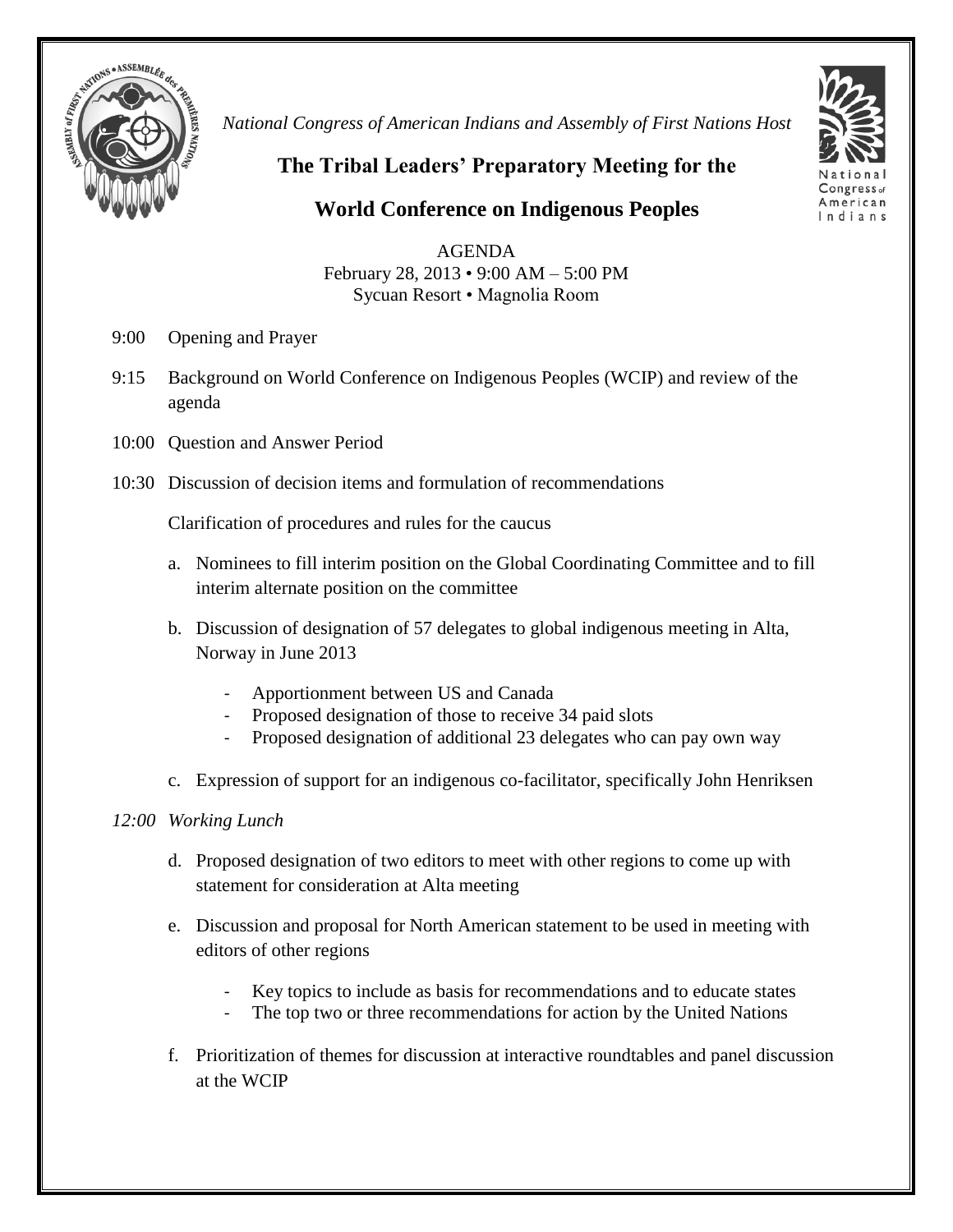*National Congress of American Indians and Assembly of First Nations Host*

# The Tribal Leaders' Preparatory Meeting for the World Conference on Indigenous Peoples

AGENDA
February 28, 2013 • 9:00 AM – 5:00 PM
Sycuan Resort • Magnolia Room

9:00 Opening and Prayer

9:15 Background on World Conference on Indigenous Peoples (WCIP) and review of the agenda

10:00 Question and Answer Period

10:30 Discussion of decision items and formulation of recommendations

Clarification of procedures and rules for the caucus

a. Nominees to fill interim position on the Global Coordinating Committee and to fill interim alternate position on the committee

b. Discussion of designation of 57 delegates to global indigenous meeting in Alta, Norway in June 2013

- Apportionment between US and Canada
- Proposed designation of those to receive 34 paid slots
- Proposed designation of additional 23 delegates who can pay own way

c. Expression of support for an indigenous co-facilitator, specifically John Henriksen

*12:00 Working Lunch*

d. Proposed designation of two editors to meet with other regions to come up with statement for consideration at Alta meeting

e. Discussion and proposal for North American statement to be used in meeting with editors of other regions

- Key topics to include as basis for recommendations and to educate states
- The top two or three recommendations for action by the United Nations

f. Prioritization of themes for discussion at interactive roundtables and panel discussion at the WCIP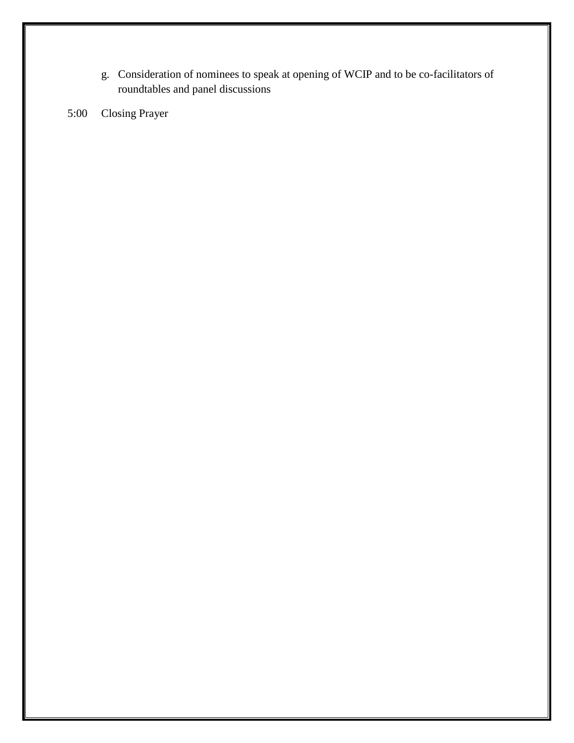g. Consideration of nominees to speak at opening of WCIP and to be co-facilitators of roundtables and panel discussions

5:00 Closing Prayer